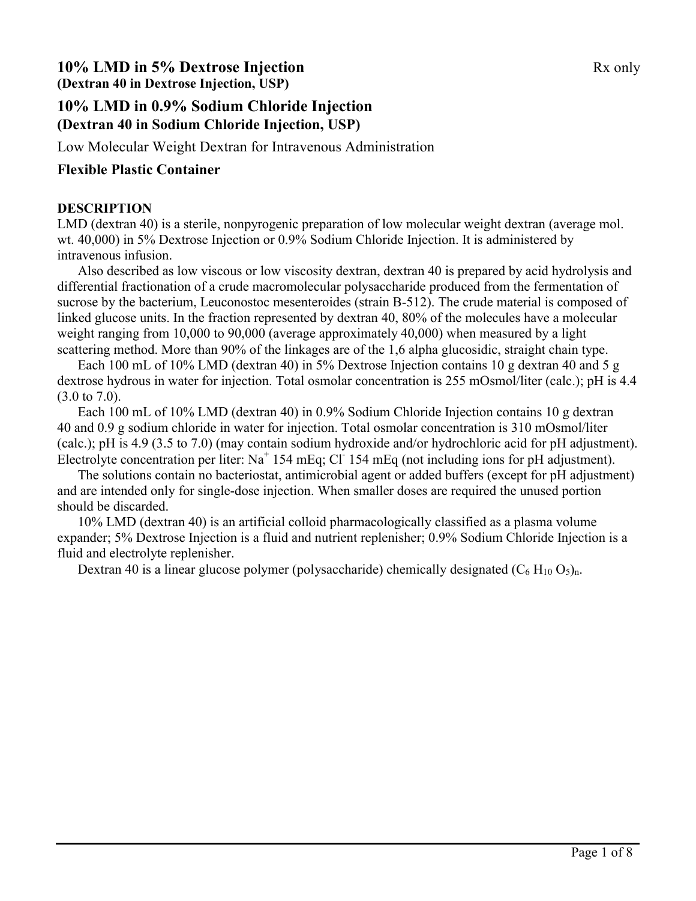# 10% LMD in 5% Dextrose Injection

Rx only

**(Dextran 40 in Dextrose Injection, USP)**

# 10% LMD in 0.9% Sodium Chloride Injection

**(Dextran 40 in Sodium Chloride Injection, USP)**

Low Molecular Weight Dextran for Intravenous Administration

**Flexible Plastic Container**

## DESCRIPTION

LMD (dextran 40) is a sterile, nonpyrogenic preparation of low molecular weight dextran (average mol. wt. 40,000) in 5% Dextrose Injection or 0.9% Sodium Chloride Injection. It is administered by intravenous infusion.

Also described as low viscous or low viscosity dextran, dextran 40 is prepared by acid hydrolysis and differential fractionation of a crude macromolecular polysaccharide produced from the fermentation of sucrose by the bacterium, Leuconostoc mesenteroides (strain B-512). The crude material is composed of linked glucose units. In the fraction represented by dextran 40, 80% of the molecules have a molecular weight ranging from 10,000 to 90,000 (average approximately 40,000) when measured by a light scattering method. More than 90% of the linkages are of the 1,6 alpha glucosidic, straight chain type.

Each 100 mL of 10% LMD (dextran 40) in 5% Dextrose Injection contains 10 g dextran 40 and 5 g dextrose hydrous in water for injection. Total osmolar concentration is 255 mOsmol/liter (calc.); pH is 4.4 (3.0 to 7.0).

Each 100 mL of 10% LMD (dextran 40) in 0.9% Sodium Chloride Injection contains 10 g dextran 40 and 0.9 g sodium chloride in water for injection. Total osmolar concentration is 310 mOsmol/liter (calc.); pH is 4.9 (3.5 to 7.0) (may contain sodium hydroxide and/or hydrochloric acid for pH adjustment). Electrolyte concentration per liter: $Na^+$ 154 mEq; $Cl^-$ 154 mEq (not including ions for pH adjustment).

The solutions contain no bacteriostat, antimicrobial agent or added buffers (except for pH adjustment) and are intended only for single-dose injection. When smaller doses are required the unused portion should be discarded.

10% LMD (dextran 40) is an artificial colloid pharmacologically classified as a plasma volume expander; 5% Dextrose Injection is a fluid and nutrient replenisher; 0.9% Sodium Chloride Injection is a fluid and electrolyte replenisher.

Dextran 40 is a linear glucose polymer (polysaccharide) chemically designated $(C_6 H_{10} O_5)_n$.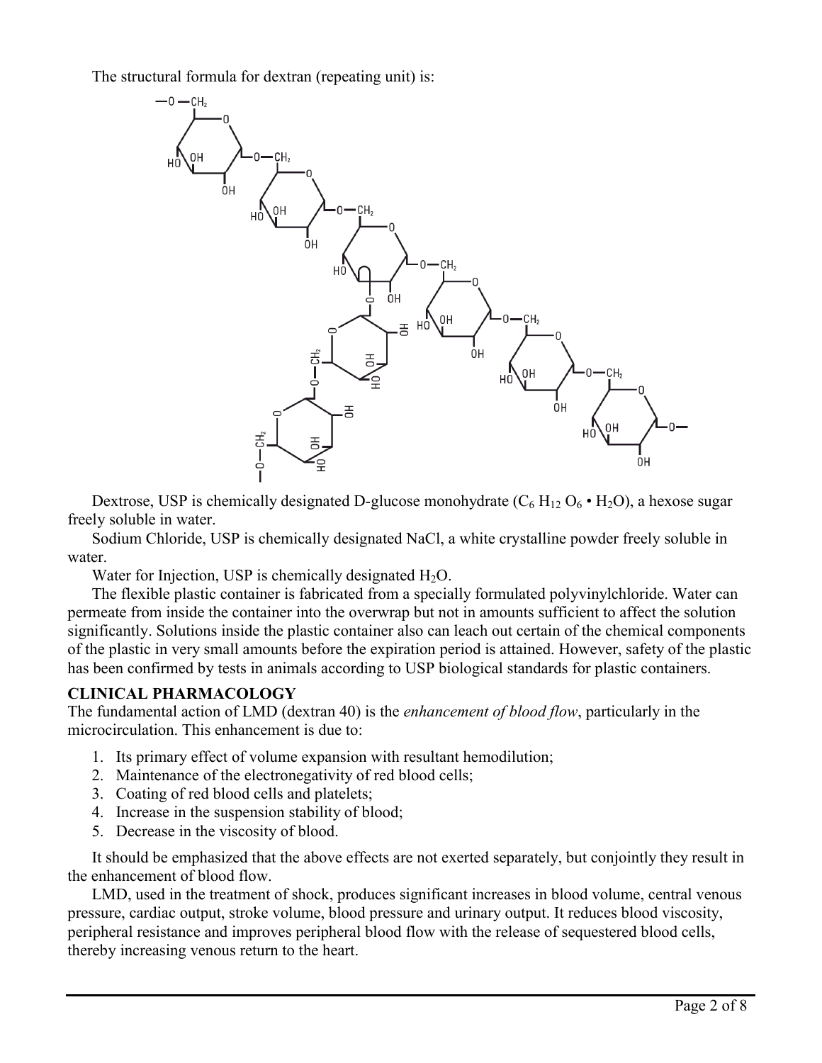The structural formula for dextran (repeating unit) is:

Dextrose, USP is chemically designated D-glucose monohydrate ($C_6H_{12}O_6 \cdot H_2O$), a hexose sugar freely soluble in water.

Sodium Chloride, USP is chemically designated NaCl, a white crystalline powder freely soluble in water.

Water for Injection, USP is chemically designated $H_2O$.

The flexible plastic container is fabricated from a specially formulated polyvinylchloride. Water can permeate from inside the container into the overwrap but not in amounts sufficient to affect the solution significantly. Solutions inside the plastic container also can leach out certain of the chemical components of the plastic in very small amounts before the expiration period is attained. However, safety of the plastic has been confirmed by tests in animals according to USP biological standards for plastic containers.

## CLINICAL PHARMACOLOGY

The fundamental action of LMD (dextran 40) is the *enhancement of blood flow*, particularly in the microcirculation. This enhancement is due to:

1. Its primary effect of volume expansion with resultant hemodilution;
2. Maintenance of the electronegativity of red blood cells;
3. Coating of red blood cells and platelets;
4. Increase in the suspension stability of blood;
5. Decrease in the viscosity of blood.

It should be emphasized that the above effects are not exerted separately, but conjointly they result in the enhancement of blood flow.

LMD, used in the treatment of shock, produces significant increases in blood volume, central venous pressure, cardiac output, stroke volume, blood pressure and urinary output. It reduces blood viscosity, peripheral resistance and improves peripheral blood flow with the release of sequestered blood cells, thereby increasing venous return to the heart.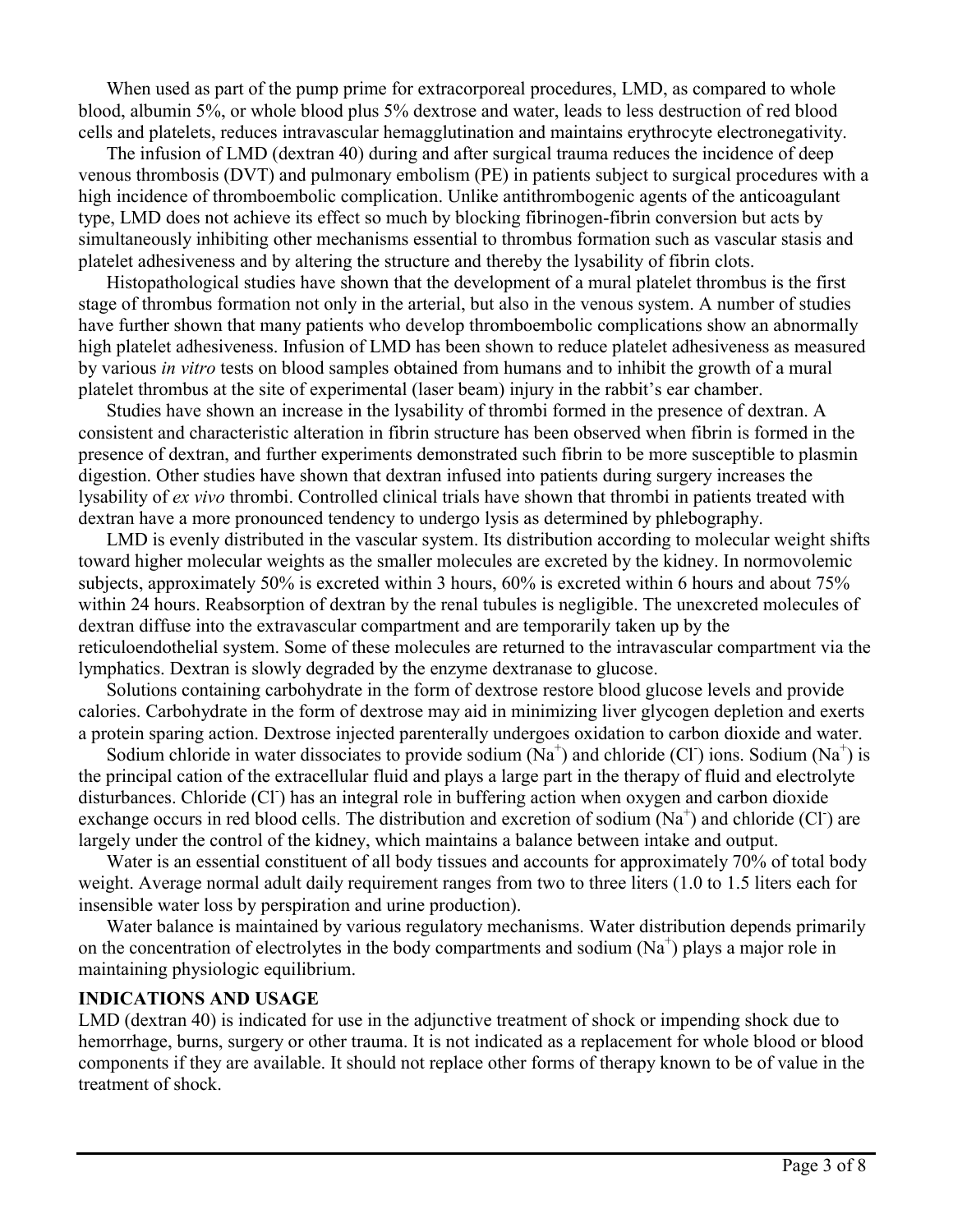When used as part of the pump prime for extracorporeal procedures, LMD, as compared to whole blood, albumin 5%, or whole blood plus 5% dextrose and water, leads to less destruction of red blood cells and platelets, reduces intravascular hemagglutination and maintains erythrocyte electronegativity.

The infusion of LMD (dextran 40) during and after surgical trauma reduces the incidence of deep venous thrombosis (DVT) and pulmonary embolism (PE) in patients subject to surgical procedures with a high incidence of thromboembolic complication. Unlike antithrombogenic agents of the anticoagulant type, LMD does not achieve its effect so much by blocking fibrinogen-fibrin conversion but acts by simultaneously inhibiting other mechanisms essential to thrombus formation such as vascular stasis and platelet adhesiveness and by altering the structure and thereby the lysability of fibrin clots.

Histopathological studies have shown that the development of a mural platelet thrombus is the first stage of thrombus formation not only in the arterial, but also in the venous system. A number of studies have further shown that many patients who develop thromboembolic complications show an abnormally high platelet adhesiveness. Infusion of LMD has been shown to reduce platelet adhesiveness as measured by various *in vitro* tests on blood samples obtained from humans and to inhibit the growth of a mural platelet thrombus at the site of experimental (laser beam) injury in the rabbit's ear chamber.

Studies have shown an increase in the lysability of thrombi formed in the presence of dextran. A consistent and characteristic alteration in fibrin structure has been observed when fibrin is formed in the presence of dextran, and further experiments demonstrated such fibrin to be more susceptible to plasmin digestion. Other studies have shown that dextran infused into patients during surgery increases the lysability of *ex vivo* thrombi. Controlled clinical trials have shown that thrombi in patients treated with dextran have a more pronounced tendency to undergo lysis as determined by phlebography.

LMD is evenly distributed in the vascular system. Its distribution according to molecular weight shifts toward higher molecular weights as the smaller molecules are excreted by the kidney. In normovolemic subjects, approximately 50% is excreted within 3 hours, 60% is excreted within 6 hours and about 75% within 24 hours. Reabsorption of dextran by the renal tubules is negligible. The unexcreted molecules of dextran diffuse into the extravascular compartment and are temporarily taken up by the reticuloendothelial system. Some of these molecules are returned to the intravascular compartment via the lymphatics. Dextran is slowly degraded by the enzyme dextranase to glucose.

Solutions containing carbohydrate in the form of dextrose restore blood glucose levels and provide calories. Carbohydrate in the form of dextrose may aid in minimizing liver glycogen depletion and exerts a protein sparing action. Dextrose injected parenterally undergoes oxidation to carbon dioxide and water.

Sodium chloride in water dissociates to provide sodium ($Na^+$) and chloride ($Cl^-$) ions. Sodium ($Na^+$) is the principal cation of the extracellular fluid and plays a large part in the therapy of fluid and electrolyte disturbances. Chloride ($Cl^-$) has an integral role in buffering action when oxygen and carbon dioxide exchange occurs in red blood cells. The distribution and excretion of sodium ($Na^+$) and chloride ($Cl^-$) are largely under the control of the kidney, which maintains a balance between intake and output.

Water is an essential constituent of all body tissues and accounts for approximately 70% of total body weight. Average normal adult daily requirement ranges from two to three liters (1.0 to 1.5 liters each for insensible water loss by perspiration and urine production).

Water balance is maintained by various regulatory mechanisms. Water distribution depends primarily on the concentration of electrolytes in the body compartments and sodium ($Na^+$) plays a major role in maintaining physiologic equilibrium.

## INDICATIONS AND USAGE

LMD (dextran 40) is indicated for use in the adjunctive treatment of shock or impending shock due to hemorrhage, burns, surgery or other trauma. It is not indicated as a replacement for whole blood or blood components if they are available. It should not replace other forms of therapy known to be of value in the treatment of shock.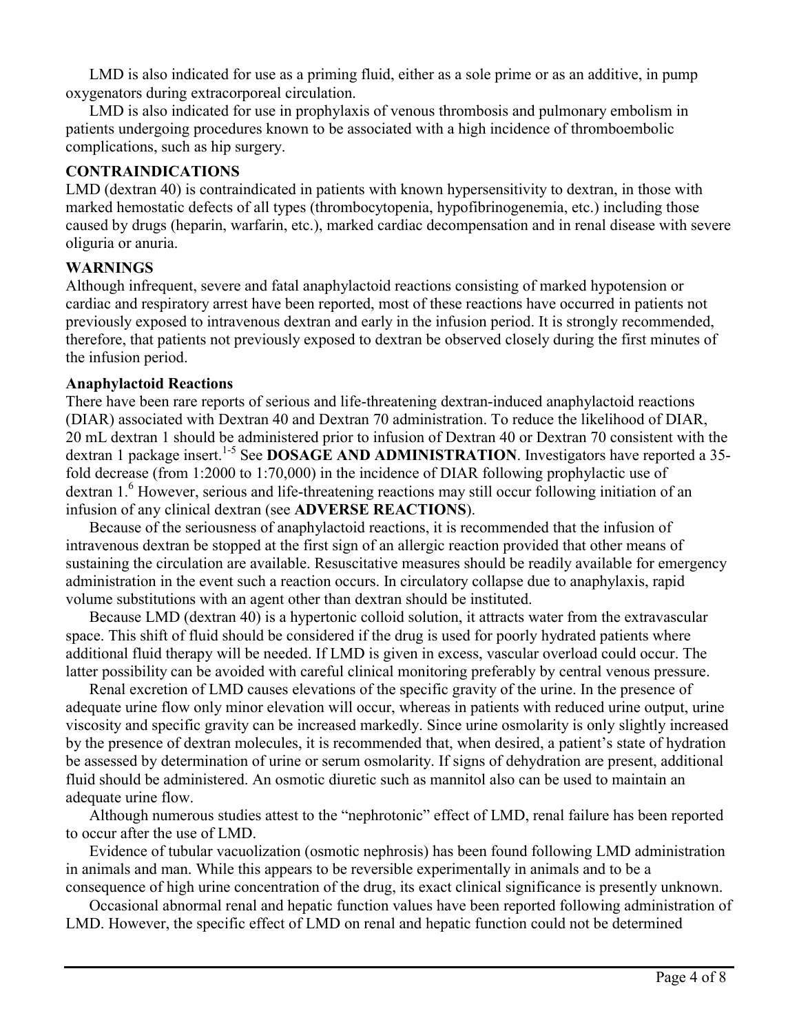LMD is also indicated for use as a priming fluid, either as a sole prime or as an additive, in pump oxygenators during extracorporeal circulation.

LMD is also indicated for use in prophylaxis of venous thrombosis and pulmonary embolism in patients undergoing procedures known to be associated with a high incidence of thromboembolic complications, such as hip surgery.

## CONTRAINDICATIONS

LMD (dextran 40) is contraindicated in patients with known hypersensitivity to dextran, in those with marked hemostatic defects of all types (thrombocytopenia, hypofibrinogenemia, etc.) including those caused by drugs (heparin, warfarin, etc.), marked cardiac decompensation and in renal disease with severe oliguria or anuria.

## WARNINGS

Although infrequent, severe and fatal anaphylactoid reactions consisting of marked hypotension or cardiac and respiratory arrest have been reported, most of these reactions have occurred in patients not previously exposed to intravenous dextran and early in the infusion period. It is strongly recommended, therefore, that patients not previously exposed to dextran be observed closely during the first minutes of the infusion period.

### Anaphylactoid Reactions

There have been rare reports of serious and life-threatening dextran-induced anaphylactoid reactions (DIAR) associated with Dextran 40 and Dextran 70 administration. To reduce the likelihood of DIAR, 20 mL dextran 1 should be administered prior to infusion of Dextran 40 or Dextran 70 consistent with the dextran 1 package insert.[1-5] See **DOSAGE AND ADMINISTRATION**. Investigators have reported a 35-fold decrease (from 1:2000 to 1:70,000) in the incidence of DIAR following prophylactic use of dextran 1.[6] However, serious and life-threatening reactions may still occur following initiation of an infusion of any clinical dextran (see **ADVERSE REACTIONS**).

Because of the seriousness of anaphylactoid reactions, it is recommended that the infusion of intravenous dextran be stopped at the first sign of an allergic reaction provided that other means of sustaining the circulation are available. Resuscitative measures should be readily available for emergency administration in the event such a reaction occurs. In circulatory collapse due to anaphylaxis, rapid volume substitutions with an agent other than dextran should be instituted.

Because LMD (dextran 40) is a hypertonic colloid solution, it attracts water from the extravascular space. This shift of fluid should be considered if the drug is used for poorly hydrated patients where additional fluid therapy will be needed. If LMD is given in excess, vascular overload could occur. The latter possibility can be avoided with careful clinical monitoring preferably by central venous pressure.

Renal excretion of LMD causes elevations of the specific gravity of the urine. In the presence of adequate urine flow only minor elevation will occur, whereas in patients with reduced urine output, urine viscosity and specific gravity can be increased markedly. Since urine osmolarity is only slightly increased by the presence of dextran molecules, it is recommended that, when desired, a patient's state of hydration be assessed by determination of urine or serum osmolarity. If signs of dehydration are present, additional fluid should be administered. An osmotic diuretic such as mannitol also can be used to maintain an adequate urine flow.

Although numerous studies attest to the "nephrotonic" effect of LMD, renal failure has been reported to occur after the use of LMD.

Evidence of tubular vacuolization (osmotic nephrosis) has been found following LMD administration in animals and man. While this appears to be reversible experimentally in animals and to be a consequence of high urine concentration of the drug, its exact clinical significance is presently unknown.

Occasional abnormal renal and hepatic function values have been reported following administration of LMD. However, the specific effect of LMD on renal and hepatic function could not be determined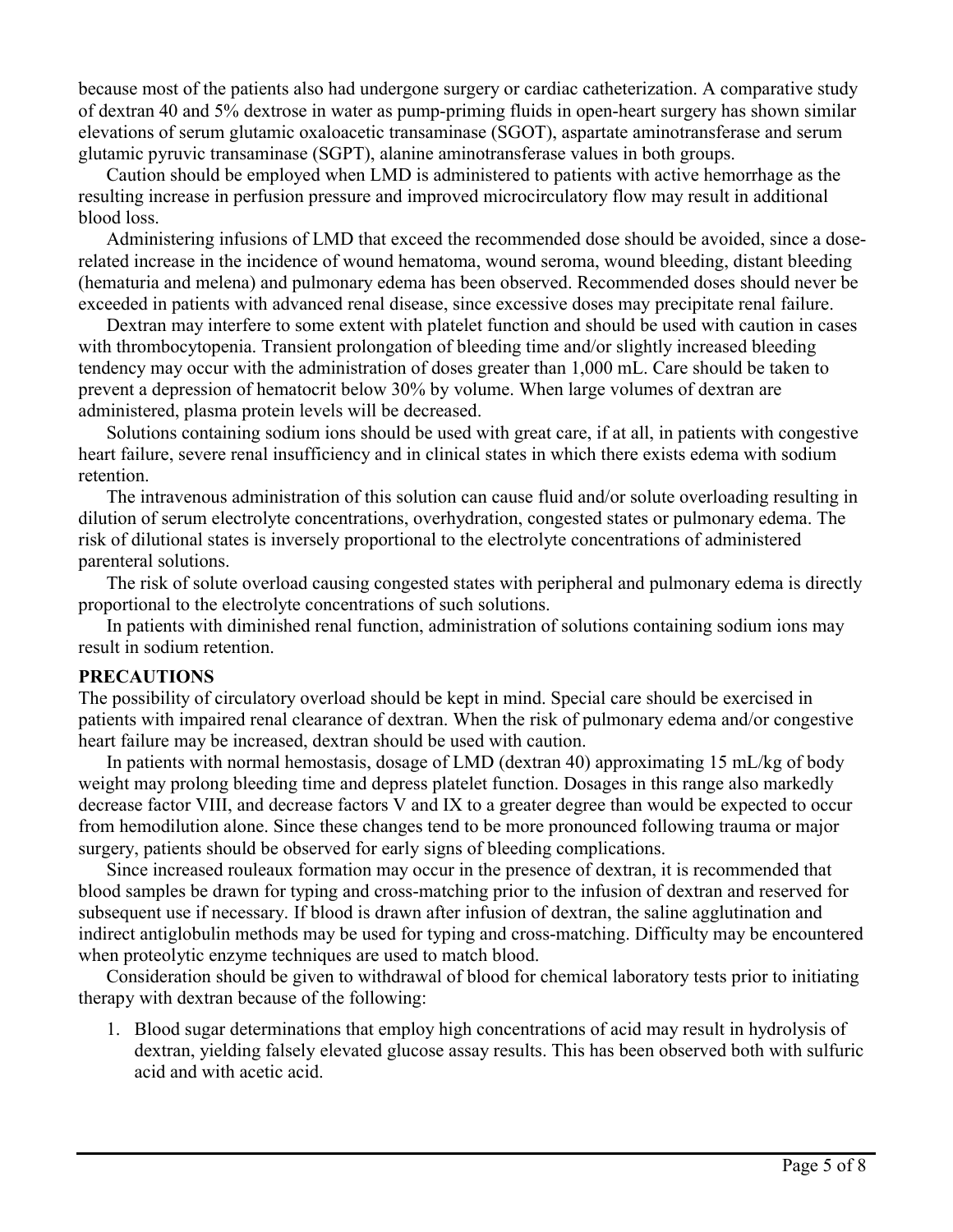because most of the patients also had undergone surgery or cardiac catheterization. A comparative study of dextran 40 and 5% dextrose in water as pump-priming fluids in open-heart surgery has shown similar elevations of serum glutamic oxaloacetic transaminase (SGOT), aspartate aminotransferase and serum glutamic pyruvic transaminase (SGPT), alanine aminotransferase values in both groups.

Caution should be employed when LMD is administered to patients with active hemorrhage as the resulting increase in perfusion pressure and improved microcirculatory flow may result in additional blood loss.

Administering infusions of LMD that exceed the recommended dose should be avoided, since a dose-related increase in the incidence of wound hematoma, wound seroma, wound bleeding, distant bleeding (hematuria and melena) and pulmonary edema has been observed. Recommended doses should never be exceeded in patients with advanced renal disease, since excessive doses may precipitate renal failure.

Dextran may interfere to some extent with platelet function and should be used with caution in cases with thrombocytopenia. Transient prolongation of bleeding time and/or slightly increased bleeding tendency may occur with the administration of doses greater than 1,000 mL. Care should be taken to prevent a depression of hematocrit below 30% by volume. When large volumes of dextran are administered, plasma protein levels will be decreased.

Solutions containing sodium ions should be used with great care, if at all, in patients with congestive heart failure, severe renal insufficiency and in clinical states in which there exists edema with sodium retention.

The intravenous administration of this solution can cause fluid and/or solute overloading resulting in dilution of serum electrolyte concentrations, overhydration, congested states or pulmonary edema. The risk of dilutional states is inversely proportional to the electrolyte concentrations of administered parenteral solutions.

The risk of solute overload causing congested states with peripheral and pulmonary edema is directly proportional to the electrolyte concentrations of such solutions.

In patients with diminished renal function, administration of solutions containing sodium ions may result in sodium retention.

## PRECAUTIONS

The possibility of circulatory overload should be kept in mind. Special care should be exercised in patients with impaired renal clearance of dextran. When the risk of pulmonary edema and/or congestive heart failure may be increased, dextran should be used with caution.

In patients with normal hemostasis, dosage of LMD (dextran 40) approximating 15 mL/kg of body weight may prolong bleeding time and depress platelet function. Dosages in this range also markedly decrease factor VIII, and decrease factors V and IX to a greater degree than would be expected to occur from hemodilution alone. Since these changes tend to be more pronounced following trauma or major surgery, patients should be observed for early signs of bleeding complications.

Since increased rouleaux formation may occur in the presence of dextran, it is recommended that blood samples be drawn for typing and cross-matching prior to the infusion of dextran and reserved for subsequent use if necessary. If blood is drawn after infusion of dextran, the saline agglutination and indirect antiglobulin methods may be used for typing and cross-matching. Difficulty may be encountered when proteolytic enzyme techniques are used to match blood.

Consideration should be given to withdrawal of blood for chemical laboratory tests prior to initiating therapy with dextran because of the following:

1. Blood sugar determinations that employ high concentrations of acid may result in hydrolysis of dextran, yielding falsely elevated glucose assay results. This has been observed both with sulfuric acid and with acetic acid.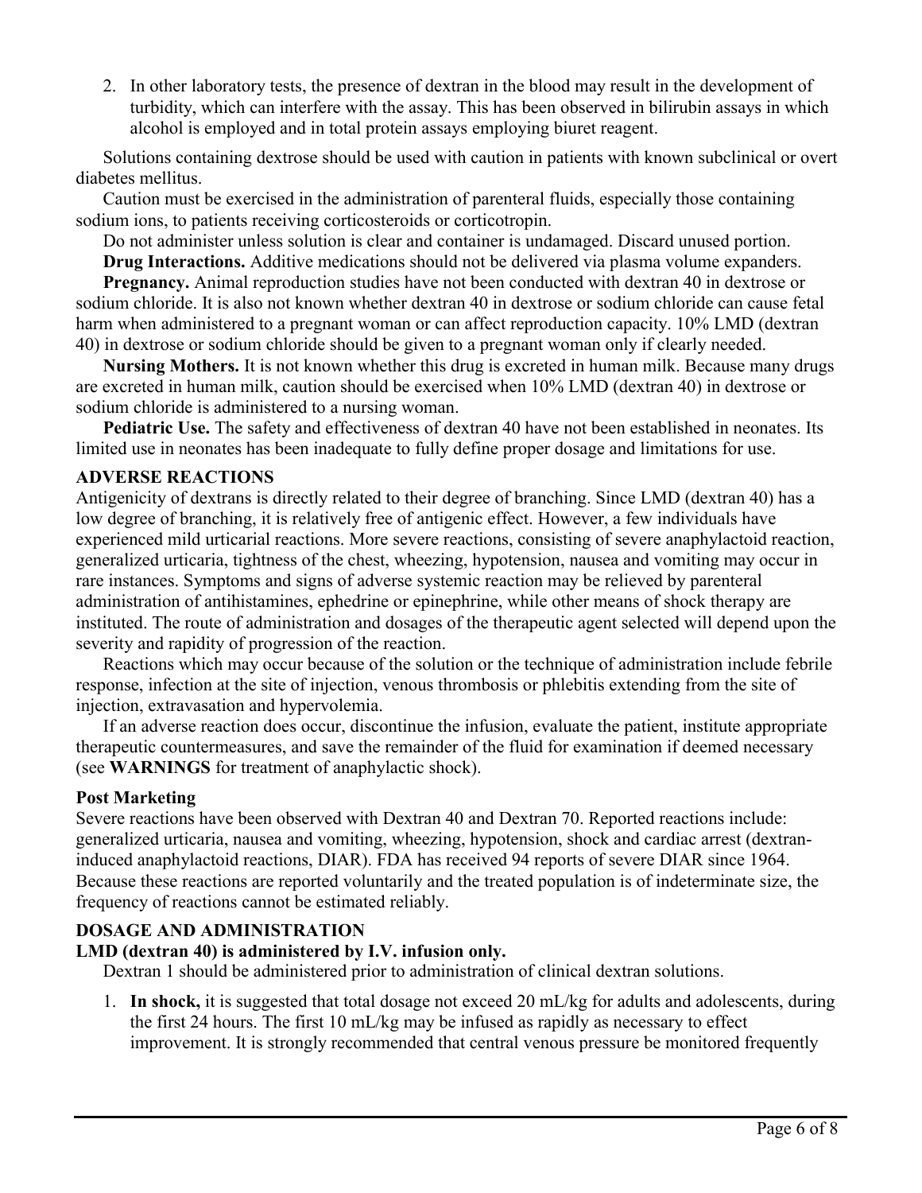2. In other laboratory tests, the presence of dextran in the blood may result in the development of turbidity, which can interfere with the assay. This has been observed in bilirubin assays in which alcohol is employed and in total protein assays employing biuret reagent.

Solutions containing dextrose should be used with caution in patients with known subclinical or overt diabetes mellitus.

Caution must be exercised in the administration of parenteral fluids, especially those containing sodium ions, to patients receiving corticosteroids or corticotropin.

Do not administer unless solution is clear and container is undamaged. Discard unused portion.

**Drug Interactions.** Additive medications should not be delivered via plasma volume expanders.

**Pregnancy.** Animal reproduction studies have not been conducted with dextran 40 in dextrose or sodium chloride. It is also not known whether dextran 40 in dextrose or sodium chloride can cause fetal harm when administered to a pregnant woman or can affect reproduction capacity. 10% LMD (dextran 40) in dextrose or sodium chloride should be given to a pregnant woman only if clearly needed.

**Nursing Mothers.** It is not known whether this drug is excreted in human milk. Because many drugs are excreted in human milk, caution should be exercised when 10% LMD (dextran 40) in dextrose or sodium chloride is administered to a nursing woman.

**Pediatric Use.** The safety and effectiveness of dextran 40 have not been established in neonates. Its limited use in neonates has been inadequate to fully define proper dosage and limitations for use.

## ADVERSE REACTIONS

Antigenicity of dextrans is directly related to their degree of branching. Since LMD (dextran 40) has a low degree of branching, it is relatively free of antigenic effect. However, a few individuals have experienced mild urticarial reactions. More severe reactions, consisting of severe anaphylactoid reaction, generalized urticaria, tightness of the chest, wheezing, hypotension, nausea and vomiting may occur in rare instances. Symptoms and signs of adverse systemic reaction may be relieved by parenteral administration of antihistamines, ephedrine or epinephrine, while other means of shock therapy are instituted. The route of administration and dosages of the therapeutic agent selected will depend upon the severity and rapidity of progression of the reaction.

Reactions which may occur because of the solution or the technique of administration include febrile response, infection at the site of injection, venous thrombosis or phlebitis extending from the site of injection, extravasation and hypervolemia.

If an adverse reaction does occur, discontinue the infusion, evaluate the patient, institute appropriate therapeutic countermeasures, and save the remainder of the fluid for examination if deemed necessary (see **WARNINGS** for treatment of anaphylactic shock).

### Post Marketing

Severe reactions have been observed with Dextran 40 and Dextran 70. Reported reactions include: generalized urticaria, nausea and vomiting, wheezing, hypotension, shock and cardiac arrest (dextran-induced anaphylactoid reactions, DIAR). FDA has received 94 reports of severe DIAR since 1964. Because these reactions are reported voluntarily and the treated population is of indeterminate size, the frequency of reactions cannot be estimated reliably.

## DOSAGE AND ADMINISTRATION

**LMD (dextran 40) is administered by I.V. infusion only.**

Dextran 1 should be administered prior to administration of clinical dextran solutions.

1. **In shock,** it is suggested that total dosage not exceed 20 mL/kg for adults and adolescents, during the first 24 hours. The first 10 mL/kg may be infused as rapidly as necessary to effect improvement. It is strongly recommended that central venous pressure be monitored frequently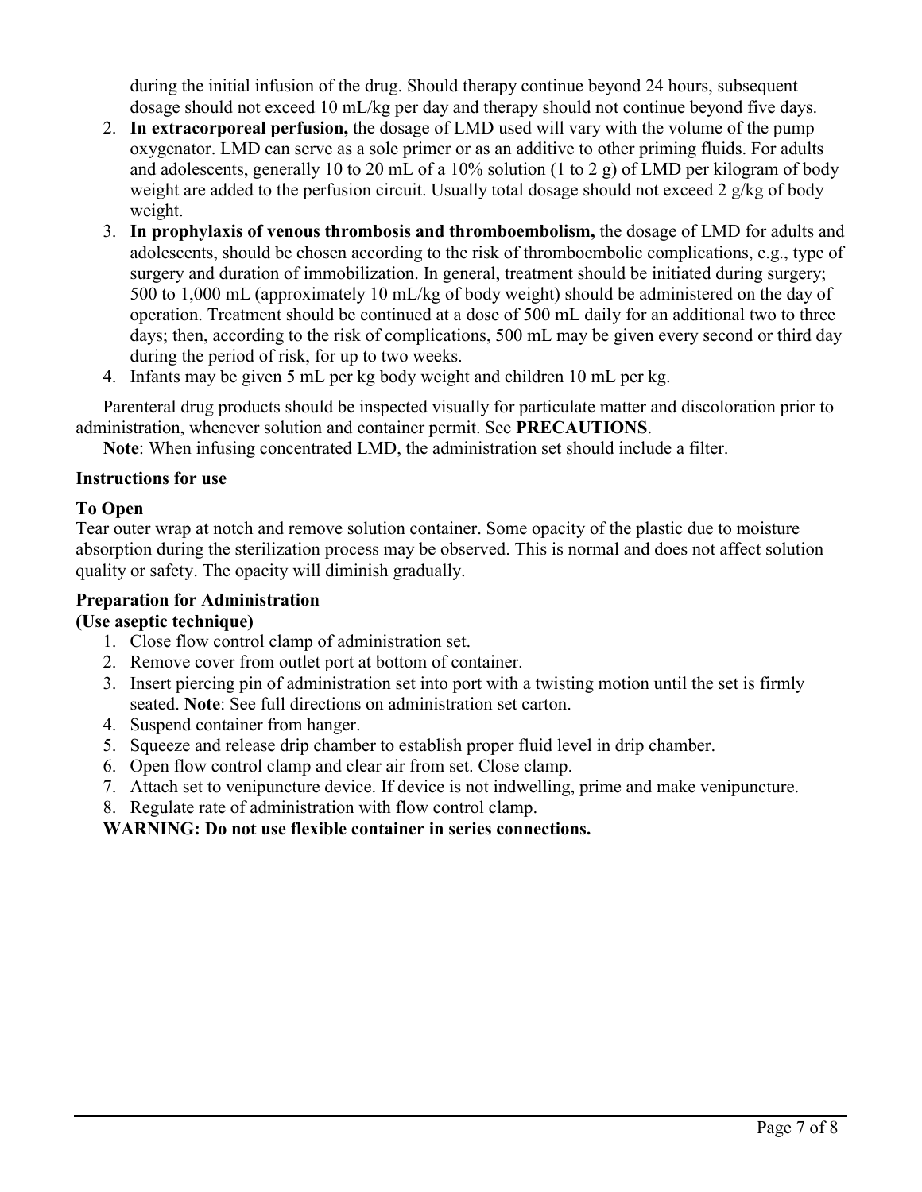during the initial infusion of the drug. Should therapy continue beyond 24 hours, subsequent dosage should not exceed 10 mL/kg per day and therapy should not continue beyond five days.

2. **In extracorporeal perfusion,** the dosage of LMD used will vary with the volume of the pump oxygenator. LMD can serve as a sole primer or as an additive to other priming fluids. For adults and adolescents, generally 10 to 20 mL of a 10% solution (1 to 2 g) of LMD per kilogram of body weight are added to the perfusion circuit. Usually total dosage should not exceed 2 g/kg of body weight.
3. **In prophylaxis of venous thrombosis and thromboembolism,** the dosage of LMD for adults and adolescents, should be chosen according to the risk of thromboembolic complications, e.g., type of surgery and duration of immobilization. In general, treatment should be initiated during surgery; 500 to 1,000 mL (approximately 10 mL/kg of body weight) should be administered on the day of operation. Treatment should be continued at a dose of 500 mL daily for an additional two to three days; then, according to the risk of complications, 500 mL may be given every second or third day during the period of risk, for up to two weeks.
4. Infants may be given 5 mL per kg body weight and children 10 mL per kg.

Parenteral drug products should be inspected visually for particulate matter and discoloration prior to administration, whenever solution and container permit. See **PRECAUTIONS**.

**Note**: When infusing concentrated LMD, the administration set should include a filter.

**Instructions for use**

**To Open**

Tear outer wrap at notch and remove solution container. Some opacity of the plastic due to moisture absorption during the sterilization process may be observed. This is normal and does not affect solution quality or safety. The opacity will diminish gradually.

**Preparation for Administration**

**(Use aseptic technique)**

1. Close flow control clamp of administration set.
2. Remove cover from outlet port at bottom of container.
3. Insert piercing pin of administration set into port with a twisting motion until the set is firmly seated. **Note**: See full directions on administration set carton.
4. Suspend container from hanger.
5. Squeeze and release drip chamber to establish proper fluid level in drip chamber.
6. Open flow control clamp and clear air from set. Close clamp.
7. Attach set to venipuncture device. If device is not indwelling, prime and make venipuncture.
8. Regulate rate of administration with flow control clamp.

**WARNING: Do not use flexible container in series connections.**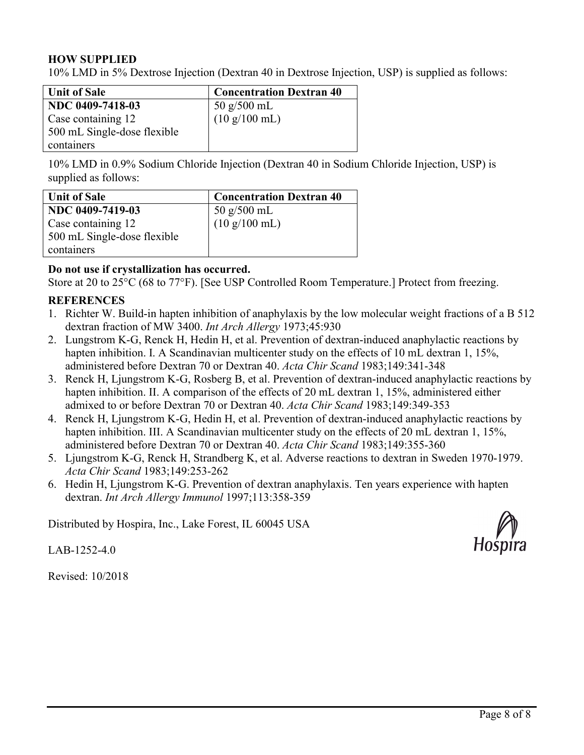## HOW SUPPLIED

10% LMD in 5% Dextrose Injection (Dextran 40 in Dextrose Injection, USP) is supplied as follows:

| Unit of Sale | Concentration Dextran 40 |
|---|---|
| **NDC 0409-7418-03**<br>Case containing 12<br>500 mL Single-dose flexible containers | 50 g/500 mL<br>(10 g/100 mL) |

10% LMD in 0.9% Sodium Chloride Injection (Dextran 40 in Sodium Chloride Injection, USP) is supplied as follows:

| Unit of Sale | Concentration Dextran 40 |
|---|---|
| **NDC 0409-7419-03**<br>Case containing 12<br>500 mL Single-dose flexible containers | 50 g/500 mL<br>(10 g/100 mL) |

**Do not use if crystallization has occurred.**

Store at 20 to 25°C (68 to 77°F). [See USP Controlled Room Temperature.] Protect from freezing.

## REFERENCES

1. Richter W. Build-in hapten inhibition of anaphylaxis by the low molecular weight fractions of a B 512 dextran fraction of MW 3400. *Int Arch Allergy* 1973;45:930
2. Lungstrom K-G, Renck H, Hedin H, et al. Prevention of dextran-induced anaphylactic reactions by hapten inhibition. I. A Scandinavian multicenter study on the effects of 10 mL dextran 1, 15%, administered before Dextran 70 or Dextran 40. *Acta Chir Scand* 1983;149:341-348
3. Renck H, Ljungstrom K-G, Rosberg B, et al. Prevention of dextran-induced anaphylactic reactions by hapten inhibition. II. A comparison of the effects of 20 mL dextran 1, 15%, administered either admixed to or before Dextran 70 or Dextran 40. *Acta Chir Scand* 1983;149:349-353
4. Renck H, Ljungstrom K-G, Hedin H, et al. Prevention of dextran-induced anaphylactic reactions by hapten inhibition. III. A Scandinavian multicenter study on the effects of 20 mL dextran 1, 15%, administered before Dextran 70 or Dextran 40. *Acta Chir Scand* 1983;149:355-360
5. Ljungstrom K-G, Renck H, Strandberg K, et al. Adverse reactions to dextran in Sweden 1970-1979. *Acta Chir Scand* 1983;149:253-262
6. Hedin H, Ljungstrom K-G. Prevention of dextran anaphylaxis. Ten years experience with hapten dextran. *Int Arch Allergy Immunol* 1997;113:358-359

Distributed by Hospira, Inc., Lake Forest, IL 60045 USA

Hospira

LAB-1252-4.0

Revised: 10/2018